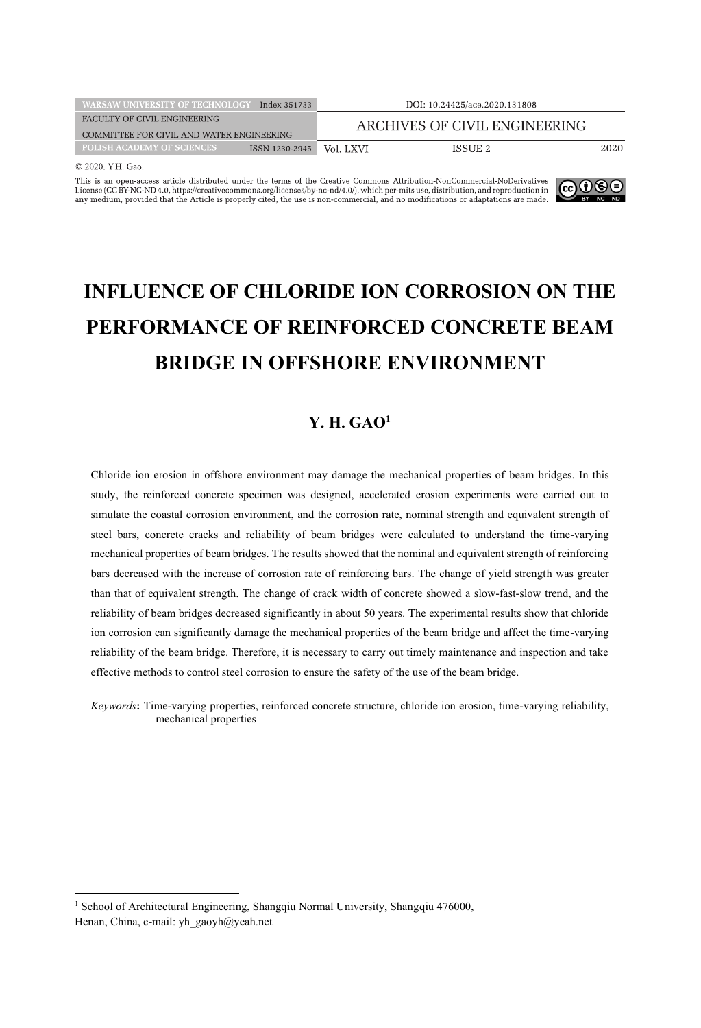# INFLUENCE OF CHLORIDE ION CORROSION ON THE PERFORMANCE OF REINFORCED CONCRETE BEAM BRIDGE IN OFFSHORE ENVIRONMENT

## Y. H. GAO[1]

Chloride ion erosion in offshore environment may damage the mechanical properties of beam bridges. In this study, the reinforced concrete specimen was designed, accelerated erosion experiments were carried out to simulate the coastal corrosion environment, and the corrosion rate, nominal strength and equivalent strength of steel bars, concrete cracks and reliability of beam bridges were calculated to understand the time-varying mechanical properties of beam bridges. The results showed that the nominal and equivalent strength of reinforcing bars decreased with the increase of corrosion rate of reinforcing bars. The change of yield strength was greater than that of equivalent strength. The change of crack width of concrete showed a slow-fast-slow trend, and the reliability of beam bridges decreased significantly in about 50 years. The experimental results show that chloride ion corrosion can significantly damage the mechanical properties of the beam bridge and affect the time-varying reliability of the beam bridge. Therefore, it is necessary to carry out timely maintenance and inspection and take effective methods to control steel corrosion to ensure the safety of the use of the beam bridge.

*Keywords*: Time-varying properties, reinforced concrete structure, chloride ion erosion, time-varying reliability, mechanical properties

---

[1] School of Architectural Engineering, Shangqiu Normal University, Shangqiu 476000, Henan, China, e-mail: yh_gaoyh@yeah.net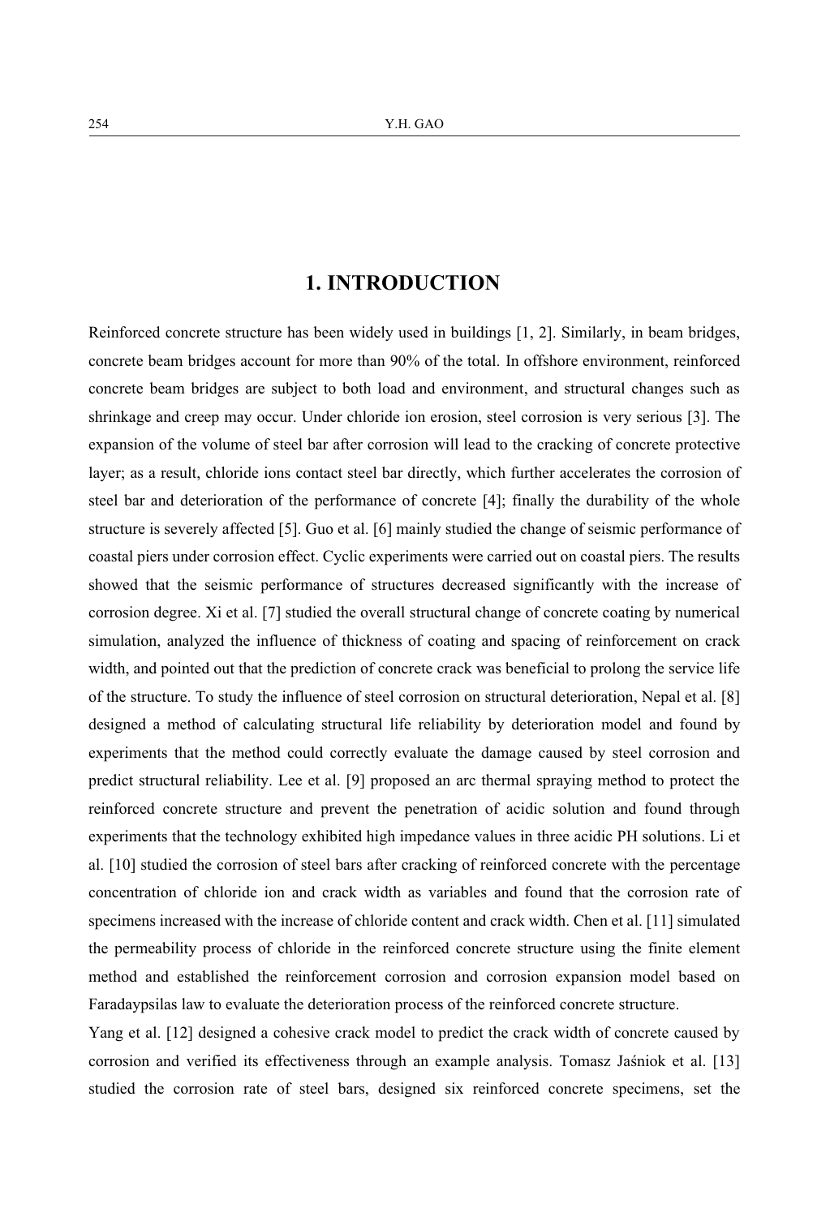# 1. INTRODUCTION

Reinforced concrete structure has been widely used in buildings [1, 2]. Similarly, in beam bridges, concrete beam bridges account for more than 90% of the total. In offshore environment, reinforced concrete beam bridges are subject to both load and environment, and structural changes such as shrinkage and creep may occur. Under chloride ion erosion, steel corrosion is very serious [3]. The expansion of the volume of steel bar after corrosion will lead to the cracking of concrete protective layer; as a result, chloride ions contact steel bar directly, which further accelerates the corrosion of steel bar and deterioration of the performance of concrete [4]; finally the durability of the whole structure is severely affected [5]. Guo et al. [6] mainly studied the change of seismic performance of coastal piers under corrosion effect. Cyclic experiments were carried out on coastal piers. The results showed that the seismic performance of structures decreased significantly with the increase of corrosion degree. Xi et al. [7] studied the overall structural change of concrete coating by numerical simulation, analyzed the influence of thickness of coating and spacing of reinforcement on crack width, and pointed out that the prediction of concrete crack was beneficial to prolong the service life of the structure. To study the influence of steel corrosion on structural deterioration, Nepal et al. [8] designed a method of calculating structural life reliability by deterioration model and found by experiments that the method could correctly evaluate the damage caused by steel corrosion and predict structural reliability. Lee et al. [9] proposed an arc thermal spraying method to protect the reinforced concrete structure and prevent the penetration of acidic solution and found through experiments that the technology exhibited high impedance values in three acidic PH solutions. Li et al. [10] studied the corrosion of steel bars after cracking of reinforced concrete with the percentage concentration of chloride ion and crack width as variables and found that the corrosion rate of specimens increased with the increase of chloride content and crack width. Chen et al. [11] simulated the permeability process of chloride in the reinforced concrete structure using the finite element method and established the reinforcement corrosion and corrosion expansion model based on Faradaypsilas law to evaluate the deterioration process of the reinforced concrete structure.

Yang et al. [12] designed a cohesive crack model to predict the crack width of concrete caused by corrosion and verified its effectiveness through an example analysis. Tomasz Jaśniok et al. [13] studied the corrosion rate of steel bars, designed six reinforced concrete specimens, set the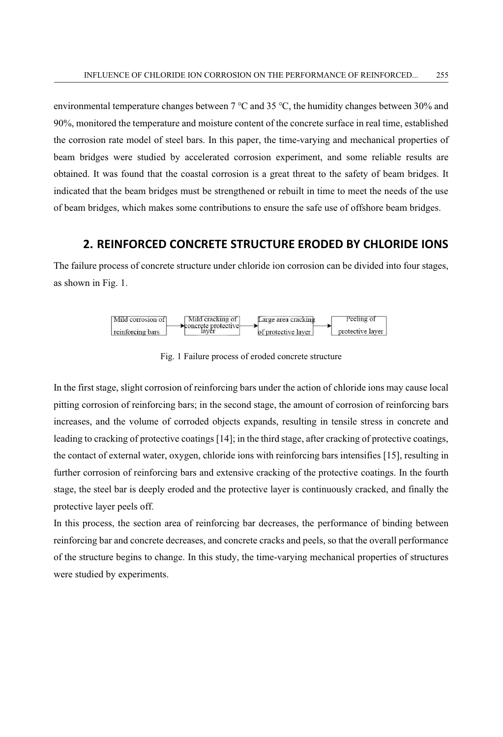environmental temperature changes between 7 °C and 35 °C, the humidity changes between 30% and 90%, monitored the temperature and moisture content of the concrete surface in real time, established the corrosion rate model of steel bars. In this paper, the time-varying and mechanical properties of beam bridges were studied by accelerated corrosion experiment, and some reliable results are obtained. It was found that the coastal corrosion is a great threat to the safety of beam bridges. It indicated that the beam bridges must be strengthened or rebuilt in time to meet the needs of the use of beam bridges, which makes some contributions to ensure the safe use of offshore beam bridges.

## 2. REINFORCED CONCRETE STRUCTURE ERODED BY CHLORIDE IONS

The failure process of concrete structure under chloride ion corrosion can be divided into four stages, as shown in Fig. 1.

Mild corrosion of reinforcing bars → Mild cracking of concrete protective layer → Large area cracking of protective layer → Peeling of protective layer

Fig. 1 Failure process of eroded concrete structure

In the first stage, slight corrosion of reinforcing bars under the action of chloride ions may cause local pitting corrosion of reinforcing bars; in the second stage, the amount of corrosion of reinforcing bars increases, and the volume of corroded objects expands, resulting in tensile stress in concrete and leading to cracking of protective coatings [14]; in the third stage, after cracking of protective coatings, the contact of external water, oxygen, chloride ions with reinforcing bars intensifies [15], resulting in further corrosion of reinforcing bars and extensive cracking of the protective coatings. In the fourth stage, the steel bar is deeply eroded and the protective layer is continuously cracked, and finally the protective layer peels off.

In this process, the section area of reinforcing bar decreases, the performance of binding between reinforcing bar and concrete decreases, and concrete cracks and peels, so that the overall performance of the structure begins to change. In this study, the time-varying mechanical properties of structures were studied by experiments.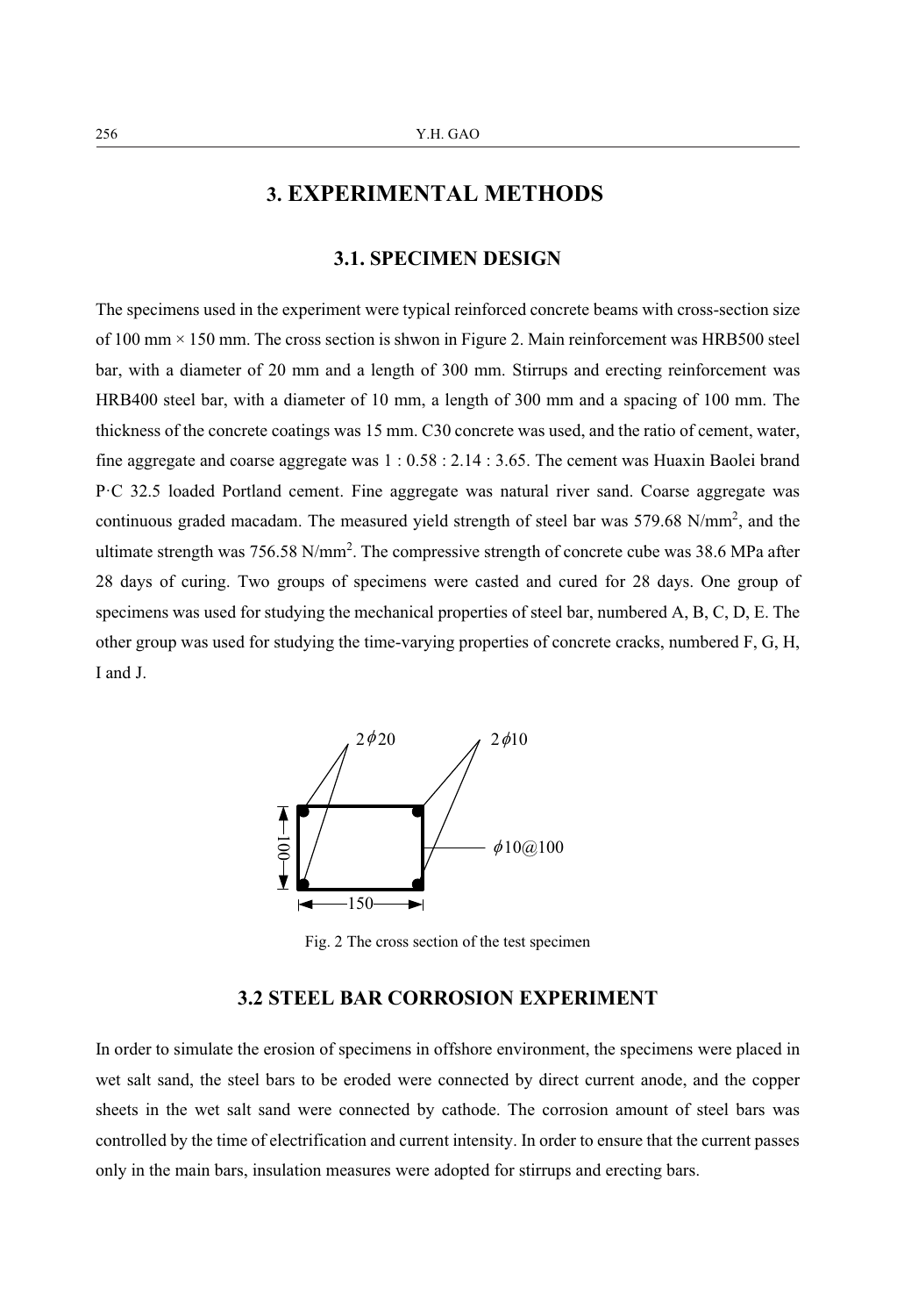# 3. EXPERIMENTAL METHODS

## 3.1. SPECIMEN DESIGN

The specimens used in the experiment were typical reinforced concrete beams with cross-section size of 100 mm × 150 mm. The cross section is shwon in Figure 2. Main reinforcement was HRB500 steel bar, with a diameter of 20 mm and a length of 300 mm. Stirrups and erecting reinforcement was HRB400 steel bar, with a diameter of 10 mm, a length of 300 mm and a spacing of 100 mm. The thickness of the concrete coatings was 15 mm. C30 concrete was used, and the ratio of cement, water, fine aggregate and coarse aggregate was 1 : 0.58 : 2.14 : 3.65. The cement was Huaxin Baolei brand P·C 32.5 loaded Portland cement. Fine aggregate was natural river sand. Coarse aggregate was continuous graded macadam. The measured yield strength of steel bar was 579.68 N/mm$^2$, and the ultimate strength was 756.58 N/mm$^2$. The compressive strength of concrete cube was 38.6 MPa after 28 days of curing. Two groups of specimens were casted and cured for 28 days. One group of specimens was used for studying the mechanical properties of steel bar, numbered A, B, C, D, E. The other group was used for studying the time-varying properties of concrete cracks, numbered F, G, H, I and J.

2$\phi$20 2$\phi$10 $\phi$10@100 100 150

Fig. 2 The cross section of the test specimen

## 3.2 STEEL BAR CORROSION EXPERIMENT

In order to simulate the erosion of specimens in offshore environment, the specimens were placed in wet salt sand, the steel bars to be eroded were connected by direct current anode, and the copper sheets in the wet salt sand were connected by cathode. The corrosion amount of steel bars was controlled by the time of electrification and current intensity. In order to ensure that the current passes only in the main bars, insulation measures were adopted for stirrups and erecting bars.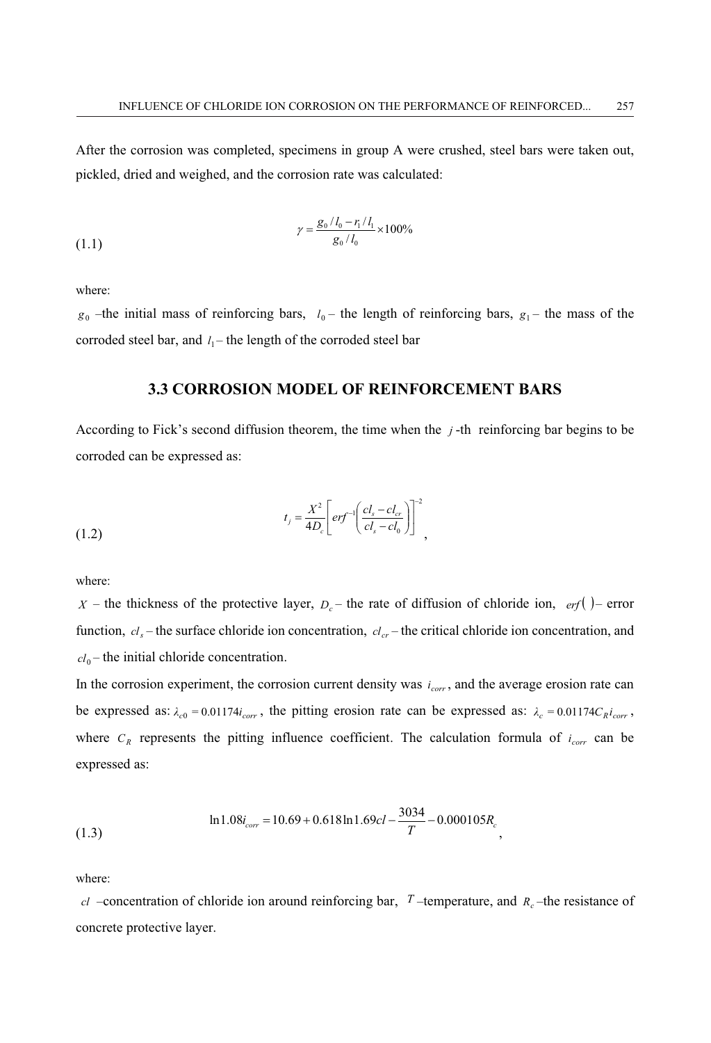After the corrosion was completed, specimens in group A were crushed, steel bars were taken out, pickled, dried and weighed, and the corrosion rate was calculated:

$$\gamma = \frac{g_0 / l_0 - r_1 / l_1}{g_0 / l_0} \times 100\% \tag{1.1}$$

where:

$g_0$ –the initial mass of reinforcing bars, $l_0$ – the length of reinforcing bars, $g_1$ – the mass of the corroded steel bar, and $l_1$ – the length of the corroded steel bar

## 3.3 CORROSION MODEL OF REINFORCEMENT BARS

According to Fick's second diffusion theorem, the time when the $j$-th reinforcing bar begins to be corroded can be expressed as:

$$t_j = \frac{X^2}{4D_c}\left[erf^{-1}\left(\frac{cl_s - cl_{cr}}{cl_s - cl_0}\right)\right]^{-2} \tag{1.2}$$

where:

$X$ – the thickness of the protective layer, $D_c$ – the rate of diffusion of chloride ion, $erf()$ – error function, $cl_s$ – the surface chloride ion concentration, $cl_{cr}$ – the critical chloride ion concentration, and $cl_0$ – the initial chloride concentration.

In the corrosion experiment, the corrosion current density was $i_{corr}$, and the average erosion rate can be expressed as: $\lambda_{c0} = 0.01174 i_{corr}$, the pitting erosion rate can be expressed as: $\lambda_c = 0.01174 C_R i_{corr}$, where $C_R$ represents the pitting influence coefficient. The calculation formula of $i_{corr}$ can be expressed as:

$$\ln 1.08 i_{corr} = 10.69 + 0.618 \ln 1.69 cl - \frac{3034}{T} - 0.000105 R_c \tag{1.3}$$

where:

$cl$ –concentration of chloride ion around reinforcing bar, $T$ –temperature, and $R_c$ –the resistance of concrete protective layer.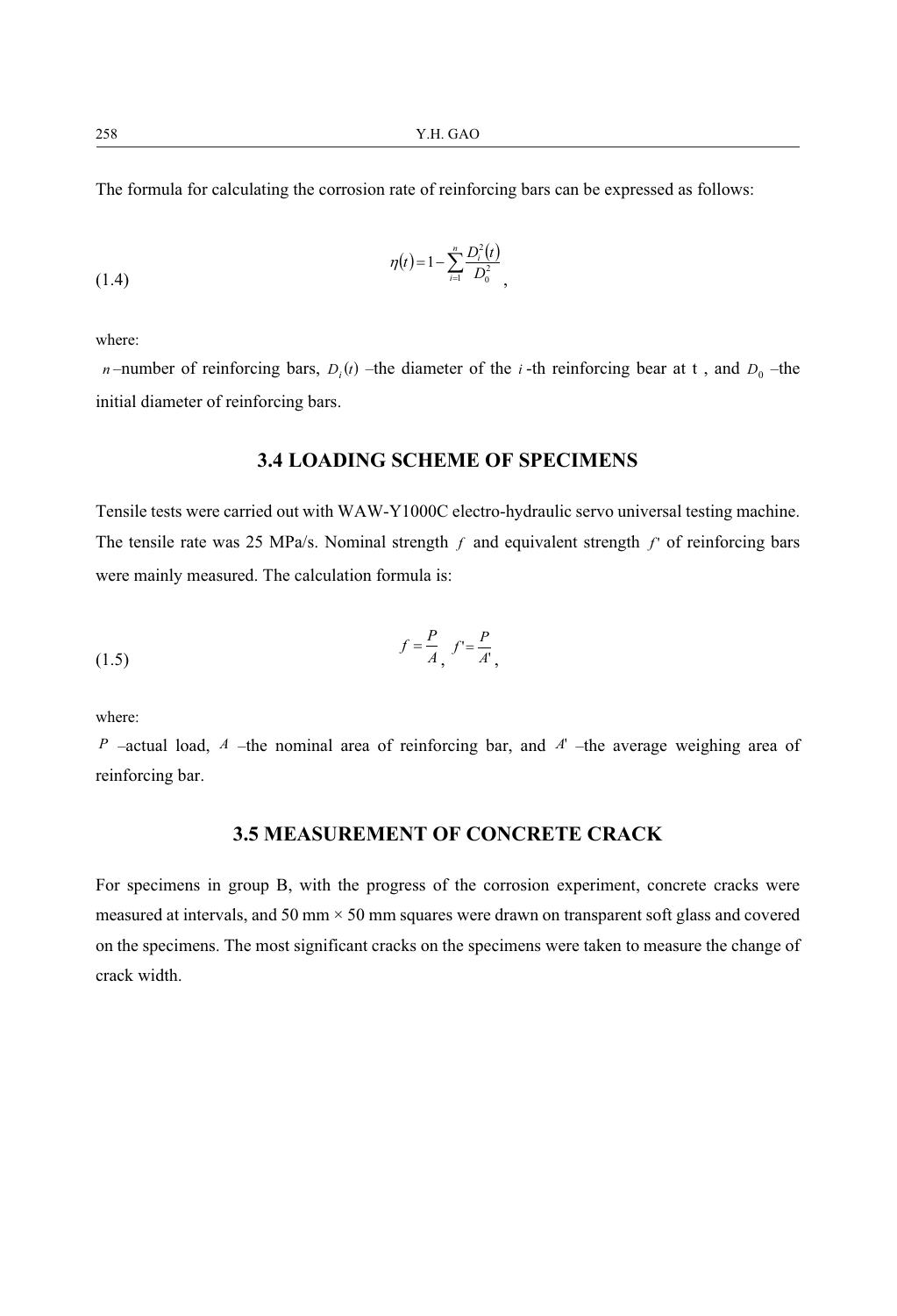The formula for calculating the corrosion rate of reinforcing bars can be expressed as follows:

$$\eta(t) = 1 - \sum_{i=1}^{n} \frac{D_i^2(t)}{D_0^2}, \tag{1.4}$$

where:

$n$ –number of reinforcing bars, $D_i(t)$ –the diameter of the $i$-th reinforcing bear at t , and $D_0$ –the initial diameter of reinforcing bars.

## 3.4 LOADING SCHEME OF SPECIMENS

Tensile tests were carried out with WAW-Y1000C electro-hydraulic servo universal testing machine. The tensile rate was 25 MPa/s. Nominal strength $f$ and equivalent strength $f'$ of reinforcing bars were mainly measured. The calculation formula is:

$$f = \frac{P}{A}, \quad f' = \frac{P}{A'}, \tag{1.5}$$

where:

$P$ –actual load, $A$ –the nominal area of reinforcing bar, and $A'$ –the average weighing area of reinforcing bar.

## 3.5 MEASUREMENT OF CONCRETE CRACK

For specimens in group B, with the progress of the corrosion experiment, concrete cracks were measured at intervals, and 50 mm × 50 mm squares were drawn on transparent soft glass and covered on the specimens. The most significant cracks on the specimens were taken to measure the change of crack width.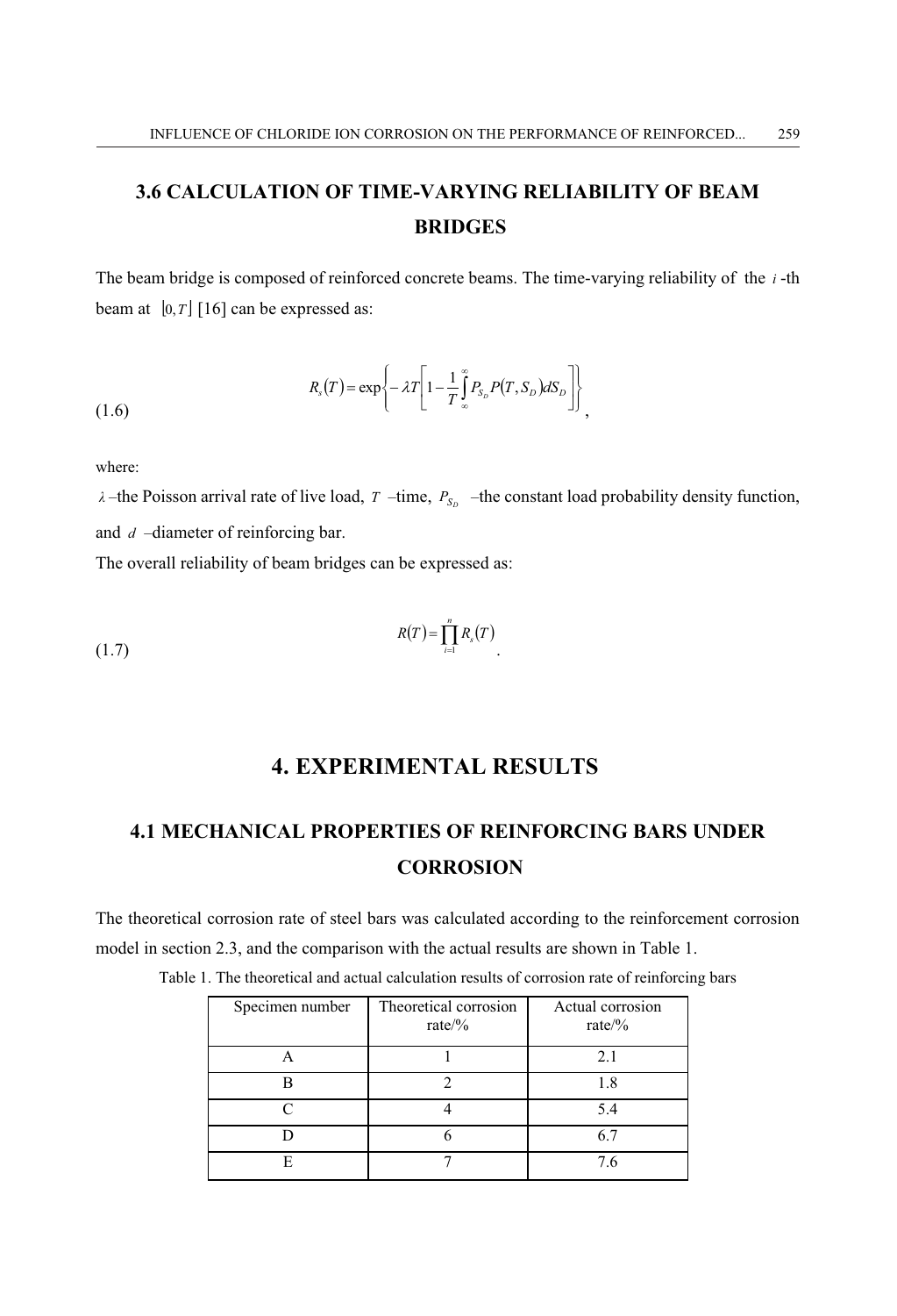## 3.6 CALCULATION OF TIME-VARYING RELIABILITY OF BEAM BRIDGES

The beam bridge is composed of reinforced concrete beams. The time-varying reliability of the $i$ -th beam at $\lfloor 0,T \rfloor$ [16] can be expressed as:

$$R_s(T) = \exp\left\{ -\lambda T\left[ 1 - \frac{1}{T}\int_{\infty}^{\infty} P_{S_D} P(T, S_D) dS_D \right] \right\}, \tag{1.6}$$

where:

$\lambda$ –the Poisson arrival rate of live load, $T$ –time, $P_{S_D}$ –the constant load probability density function, and $d$ –diameter of reinforcing bar.

The overall reliability of beam bridges can be expressed as:

$$R(T) = \prod_{i=1}^{n} R_s(T). \tag{1.7}$$

# 4. EXPERIMENTAL RESULTS

## 4.1 MECHANICAL PROPERTIES OF REINFORCING BARS UNDER CORROSION

The theoretical corrosion rate of steel bars was calculated according to the reinforcement corrosion model in section 2.3, and the comparison with the actual results are shown in Table 1.

Table 1. The theoretical and actual calculation results of corrosion rate of reinforcing bars

| Specimen number | Theoretical corrosion rate/% | Actual corrosion rate/% |
|---|---|---|
| A | 1 | 2.1 |
| B | 2 | 1.8 |
| C | 4 | 5.4 |
| D | 6 | 6.7 |
| E | 7 | 7.6 |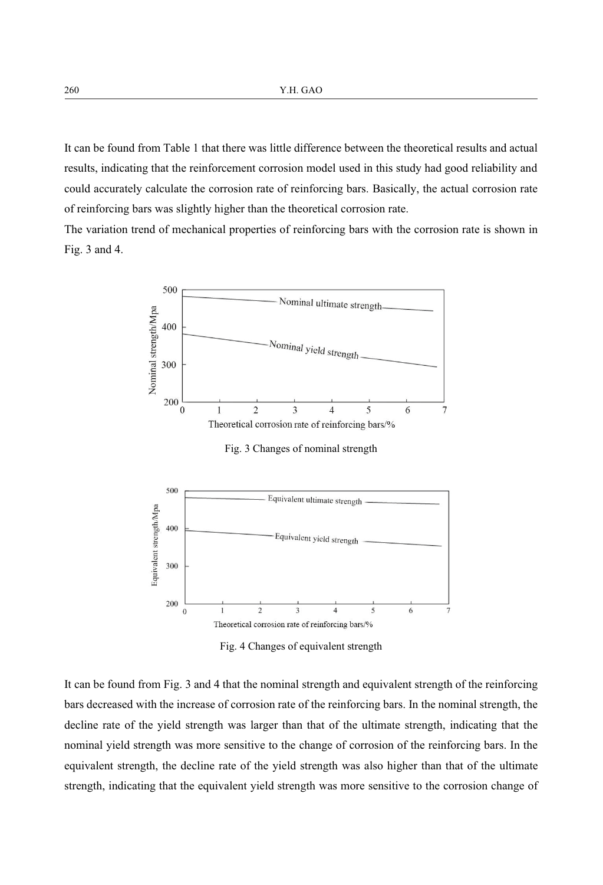It can be found from Table 1 that there was little difference between the theoretical results and actual results, indicating that the reinforcement corrosion model used in this study had good reliability and could accurately calculate the corrosion rate of reinforcing bars. Basically, the actual corrosion rate of reinforcing bars was slightly higher than the theoretical corrosion rate.

The variation trend of mechanical properties of reinforcing bars with the corrosion rate is shown in Fig. 3 and 4.

Fig. 3 Changes of nominal strength

Fig. 4 Changes of equivalent strength

It can be found from Fig. 3 and 4 that the nominal strength and equivalent strength of the reinforcing bars decreased with the increase of corrosion rate of the reinforcing bars. In the nominal strength, the decline rate of the yield strength was larger than that of the ultimate strength, indicating that the nominal yield strength was more sensitive to the change of corrosion of the reinforcing bars. In the equivalent strength, the decline rate of the yield strength was also higher than that of the ultimate strength, indicating that the equivalent yield strength was more sensitive to the corrosion change of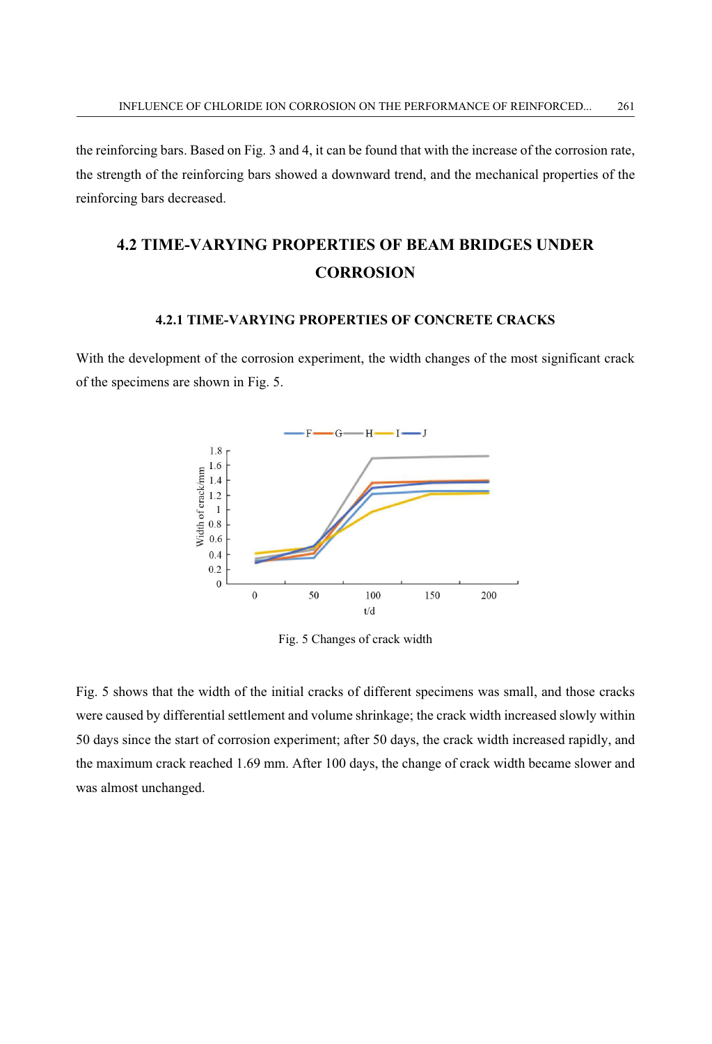the reinforcing bars. Based on Fig. 3 and 4, it can be found that with the increase of the corrosion rate, the strength of the reinforcing bars showed a downward trend, and the mechanical properties of the reinforcing bars decreased.

## 4.2 TIME-VARYING PROPERTIES OF BEAM BRIDGES UNDER CORROSION

### 4.2.1 TIME-VARYING PROPERTIES OF CONCRETE CRACKS

With the development of the corrosion experiment, the width changes of the most significant crack of the specimens are shown in Fig. 5.

Fig. 5 Changes of crack width

Fig. 5 shows that the width of the initial cracks of different specimens was small, and those cracks were caused by differential settlement and volume shrinkage; the crack width increased slowly within 50 days since the start of corrosion experiment; after 50 days, the crack width increased rapidly, and the maximum crack reached 1.69 mm. After 100 days, the change of crack width became slower and was almost unchanged.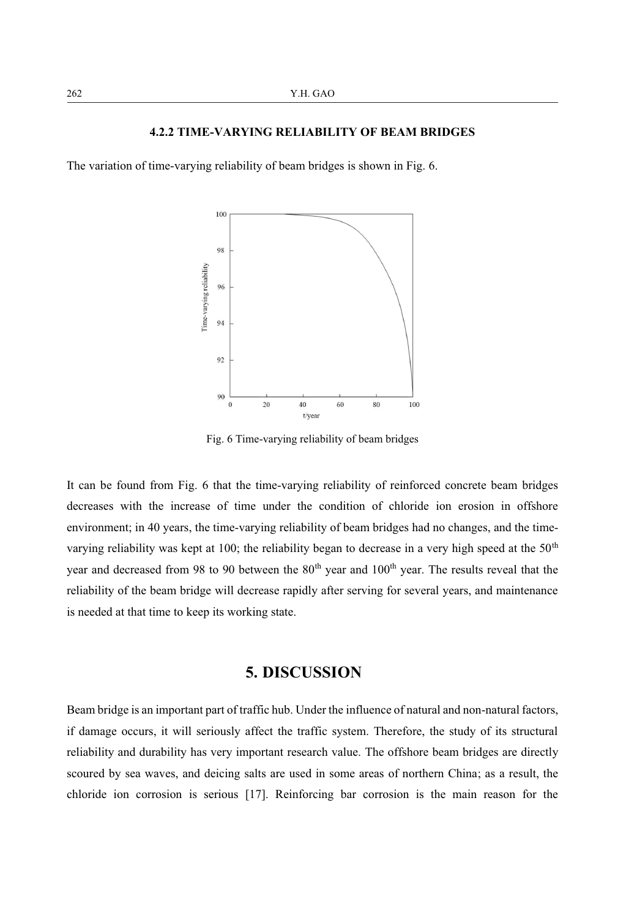#### 4.2.2 TIME-VARYING RELIABILITY OF BEAM BRIDGES

The variation of time-varying reliability of beam bridges is shown in Fig. 6.

Fig. 6 Time-varying reliability of beam bridges

It can be found from Fig. 6 that the time-varying reliability of reinforced concrete beam bridges decreases with the increase of time under the condition of chloride ion erosion in offshore environment; in 40 years, the time-varying reliability of beam bridges had no changes, and the time-varying reliability was kept at 100; the reliability began to decrease in a very high speed at the 50th year and decreased from 98 to 90 between the 80th year and 100th year. The results reveal that the reliability of the beam bridge will decrease rapidly after serving for several years, and maintenance is needed at that time to keep its working state.

## 5. DISCUSSION

Beam bridge is an important part of traffic hub. Under the influence of natural and non-natural factors, if damage occurs, it will seriously affect the traffic system. Therefore, the study of its structural reliability and durability has very important research value. The offshore beam bridges are directly scoured by sea waves, and deicing salts are used in some areas of northern China; as a result, the chloride ion corrosion is serious [17]. Reinforcing bar corrosion is the main reason for the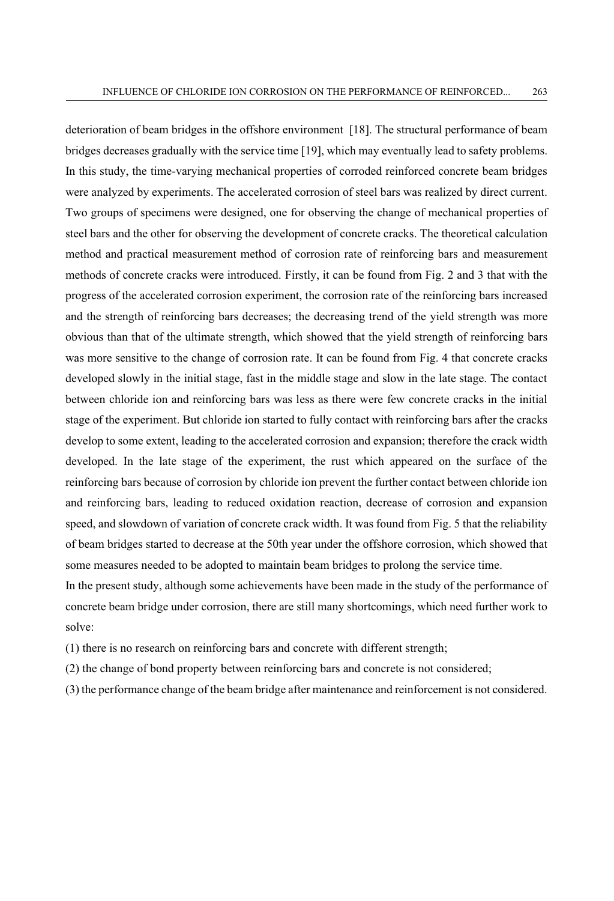deterioration of beam bridges in the offshore environment [18]. The structural performance of beam bridges decreases gradually with the service time [19], which may eventually lead to safety problems. In this study, the time-varying mechanical properties of corroded reinforced concrete beam bridges were analyzed by experiments. The accelerated corrosion of steel bars was realized by direct current. Two groups of specimens were designed, one for observing the change of mechanical properties of steel bars and the other for observing the development of concrete cracks. The theoretical calculation method and practical measurement method of corrosion rate of reinforcing bars and measurement methods of concrete cracks were introduced. Firstly, it can be found from Fig. 2 and 3 that with the progress of the accelerated corrosion experiment, the corrosion rate of the reinforcing bars increased and the strength of reinforcing bars decreases; the decreasing trend of the yield strength was more obvious than that of the ultimate strength, which showed that the yield strength of reinforcing bars was more sensitive to the change of corrosion rate. It can be found from Fig. 4 that concrete cracks developed slowly in the initial stage, fast in the middle stage and slow in the late stage. The contact between chloride ion and reinforcing bars was less as there were few concrete cracks in the initial stage of the experiment. But chloride ion started to fully contact with reinforcing bars after the cracks develop to some extent, leading to the accelerated corrosion and expansion; therefore the crack width developed. In the late stage of the experiment, the rust which appeared on the surface of the reinforcing bars because of corrosion by chloride ion prevent the further contact between chloride ion and reinforcing bars, leading to reduced oxidation reaction, decrease of corrosion and expansion speed, and slowdown of variation of concrete crack width. It was found from Fig. 5 that the reliability of beam bridges started to decrease at the 50th year under the offshore corrosion, which showed that some measures needed to be adopted to maintain beam bridges to prolong the service time.

In the present study, although some achievements have been made in the study of the performance of concrete beam bridge under corrosion, there are still many shortcomings, which need further work to solve:

(1) there is no research on reinforcing bars and concrete with different strength;

(2) the change of bond property between reinforcing bars and concrete is not considered;

(3) the performance change of the beam bridge after maintenance and reinforcement is not considered.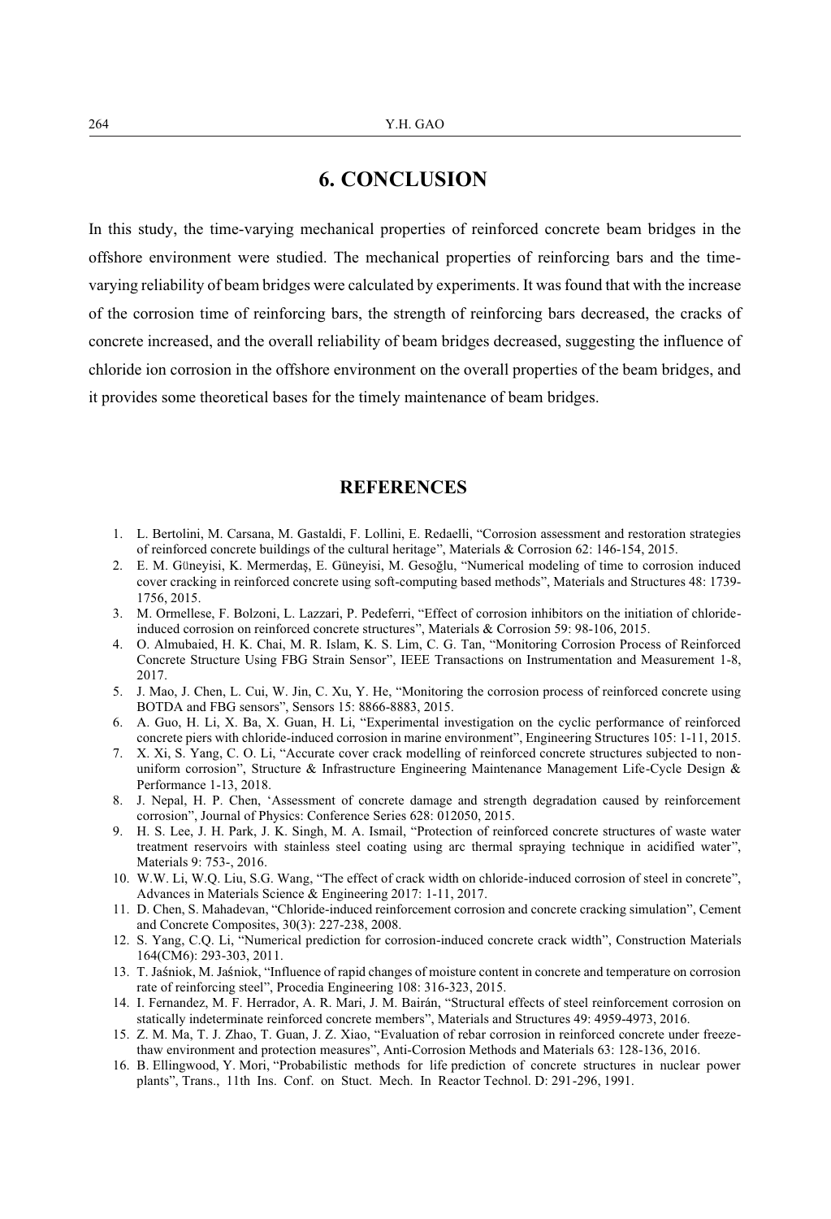# 6. CONCLUSION

In this study, the time-varying mechanical properties of reinforced concrete beam bridges in the offshore environment were studied. The mechanical properties of reinforcing bars and the time-varying reliability of beam bridges were calculated by experiments. It was found that with the increase of the corrosion time of reinforcing bars, the strength of reinforcing bars decreased, the cracks of concrete increased, and the overall reliability of beam bridges decreased, suggesting the influence of chloride ion corrosion in the offshore environment on the overall properties of the beam bridges, and it provides some theoretical bases for the timely maintenance of beam bridges.

# REFERENCES

1. L. Bertolini, M. Carsana, M. Gastaldi, F. Lollini, E. Redaelli, "Corrosion assessment and restoration strategies of reinforced concrete buildings of the cultural heritage", Materials & Corrosion 62: 146-154, 2015.
2. E. M. Güneyisi, K. Mermerdaş, E. Güneyisi, M. Gesoğlu, "Numerical modeling of time to corrosion induced cover cracking in reinforced concrete using soft-computing based methods", Materials and Structures 48: 1739-1756, 2015.
3. M. Ormellese, F. Bolzoni, L. Lazzari, P. Pedeferri, "Effect of corrosion inhibitors on the initiation of chloride-induced corrosion on reinforced concrete structures", Materials & Corrosion 59: 98-106, 2015.
4. O. Almubaied, H. K. Chai, M. R. Islam, K. S. Lim, C. G. Tan, "Monitoring Corrosion Process of Reinforced Concrete Structure Using FBG Strain Sensor", IEEE Transactions on Instrumentation and Measurement 1-8, 2017.
5. J. Mao, J. Chen, L. Cui, W. Jin, C. Xu, Y. He, "Monitoring the corrosion process of reinforced concrete using BOTDA and FBG sensors", Sensors 15: 8866-8883, 2015.
6. A. Guo, H. Li, X. Ba, X. Guan, H. Li, "Experimental investigation on the cyclic performance of reinforced concrete piers with chloride-induced corrosion in marine environment", Engineering Structures 105: 1-11, 2015.
7. X. Xi, S. Yang, C. O. Li, "Accurate cover crack modelling of reinforced concrete structures subjected to non-uniform corrosion", Structure & Infrastructure Engineering Maintenance Management Life-Cycle Design & Performance 1-13, 2018.
8. J. Nepal, H. P. Chen, 'Assessment of concrete damage and strength degradation caused by reinforcement corrosion", Journal of Physics: Conference Series 628: 012050, 2015.
9. H. S. Lee, J. H. Park, J. K. Singh, M. A. Ismail, "Protection of reinforced concrete structures of waste water treatment reservoirs with stainless steel coating using arc thermal spraying technique in acidified water", Materials 9: 753-, 2016.
10. W.W. Li, W.Q. Liu, S.G. Wang, "The effect of crack width on chloride-induced corrosion of steel in concrete", Advances in Materials Science & Engineering 2017: 1-11, 2017.
11. D. Chen, S. Mahadevan, "Chloride-induced reinforcement corrosion and concrete cracking simulation", Cement and Concrete Composites, 30(3): 227-238, 2008.
12. S. Yang, C.Q. Li, "Numerical prediction for corrosion-induced concrete crack width", Construction Materials 164(CM6): 293-303, 2011.
13. T. Jaśniok, M. Jaśniok, "Influence of rapid changes of moisture content in concrete and temperature on corrosion rate of reinforcing steel", Procedia Engineering 108: 316-323, 2015.
14. I. Fernandez, M. F. Herrador, A. R. Mari, J. M. Bairán, "Structural effects of steel reinforcement corrosion on statically indeterminate reinforced concrete members", Materials and Structures 49: 4959-4973, 2016.
15. Z. M. Ma, T. J. Zhao, T. Guan, J. Z. Xiao, "Evaluation of rebar corrosion in reinforced concrete under freeze-thaw environment and protection measures", Anti-Corrosion Methods and Materials 63: 128-136, 2016.
16. B. Ellingwood, Y. Mori, "Probabilistic methods for life prediction of concrete structures in nuclear power plants", Trans., 11th Ins. Conf. on Stuct. Mech. In Reactor Technol. D: 291-296, 1991.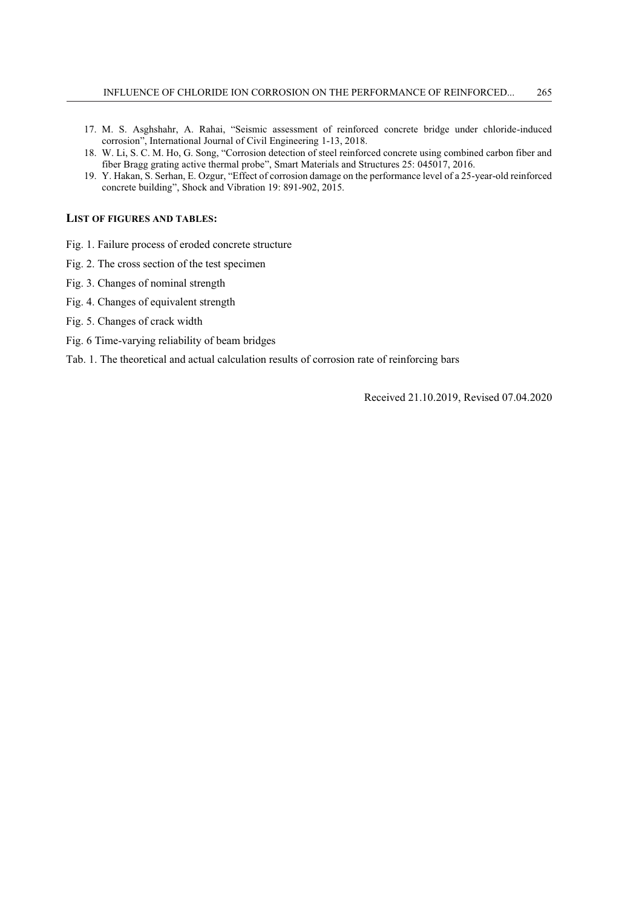17. M. S. Asghshahr, A. Rahai, "Seismic assessment of reinforced concrete bridge under chloride-induced corrosion", International Journal of Civil Engineering 1-13, 2018.
18. W. Li, S. C. M. Ho, G. Song, "Corrosion detection of steel reinforced concrete using combined carbon fiber and fiber Bragg grating active thermal probe", Smart Materials and Structures 25: 045017, 2016.
19. Y. Hakan, S. Serhan, E. Ozgur, "Effect of corrosion damage on the performance level of a 25-year-old reinforced concrete building", Shock and Vibration 19: 891-902, 2015.

### LIST OF FIGURES AND TABLES:

Fig. 1. Failure process of eroded concrete structure

Fig. 2. The cross section of the test specimen

Fig. 3. Changes of nominal strength

Fig. 4. Changes of equivalent strength

Fig. 5. Changes of crack width

Fig. 6 Time-varying reliability of beam bridges

Tab. 1. The theoretical and actual calculation results of corrosion rate of reinforcing bars

Received 21.10.2019, Revised 07.04.2020